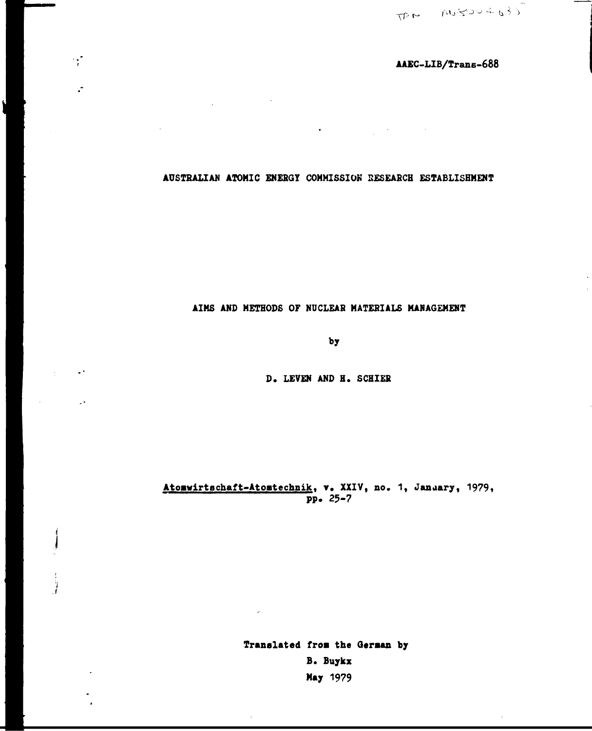TPN AU8004635

AAEC-LIB/Trans-688

AUSTRALIAN ATOMIC ENERGY COMMISSION RESEARCH ESTABLISHMENT

# AIMS AND METHODS OF NUCLEAR MATERIALS MANAGEMENT

by

D. LEVEN AND H. SCHIER

Atomwirtschaft-Atomtechnik, v. XXIV, no. 1, January, 1979, pp. 25-7

Translated from the German by

B. Buykx

May 1979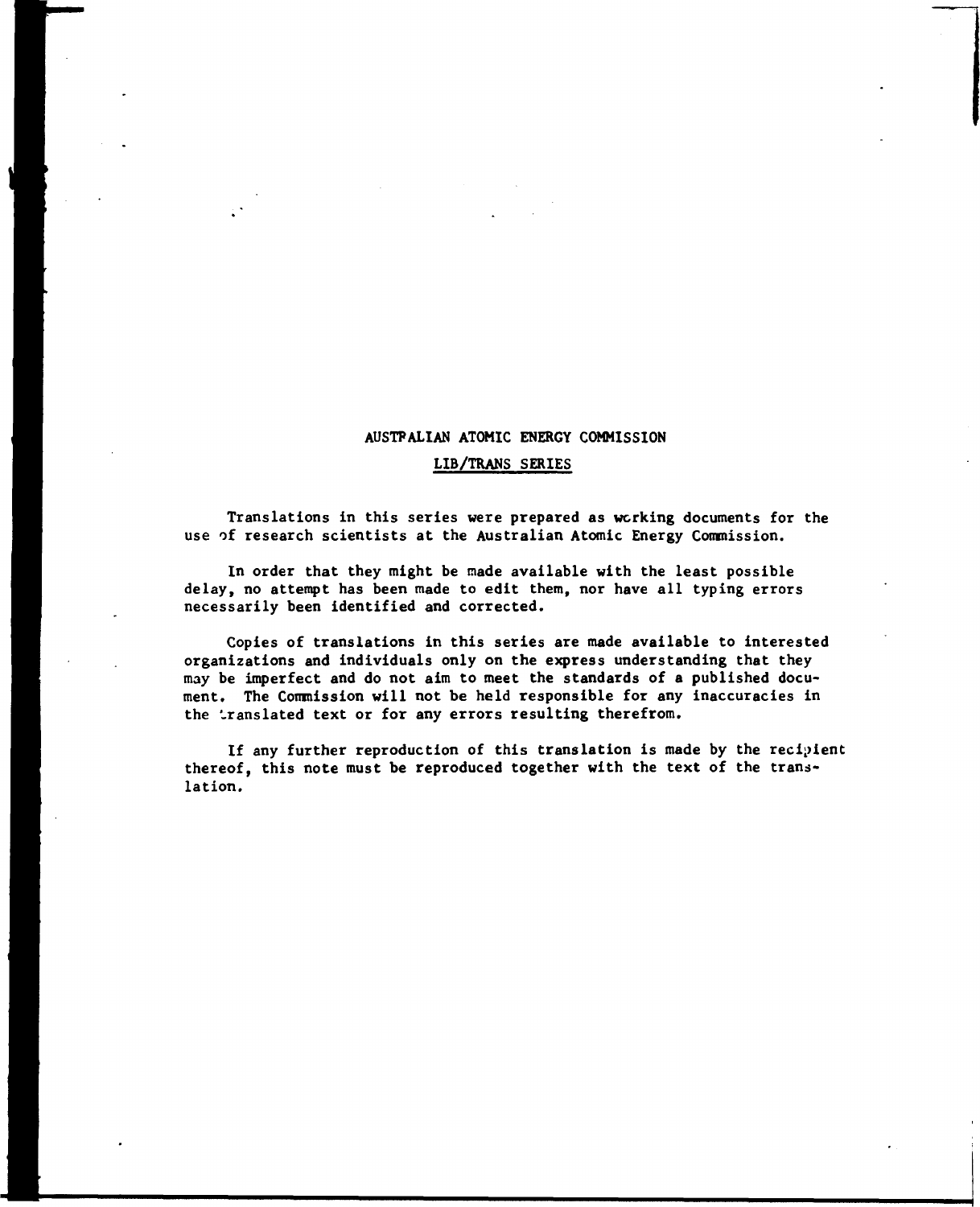## AUSTRALIAN ATOMIC ENERGY COMMISSION

### LIB/TRANS SERIES

Translations in this series were prepared as working documents for the use of research scientists at the Australian Atomic Energy Commission.

In order that they might be made available with the least possible delay, no attempt has been made to edit them, nor have all typing errors necessarily been identified and corrected.

Copies of translations in this series are made available to interested organizations and individuals only on the express understanding that they may be imperfect and do not aim to meet the standards of a published document. The Commission will not be held responsible for any inaccuracies in the translated text or for any errors resulting therefrom.

If any further reproduction of this translation is made by the recipient thereof, this note must be reproduced together with the text of the translation.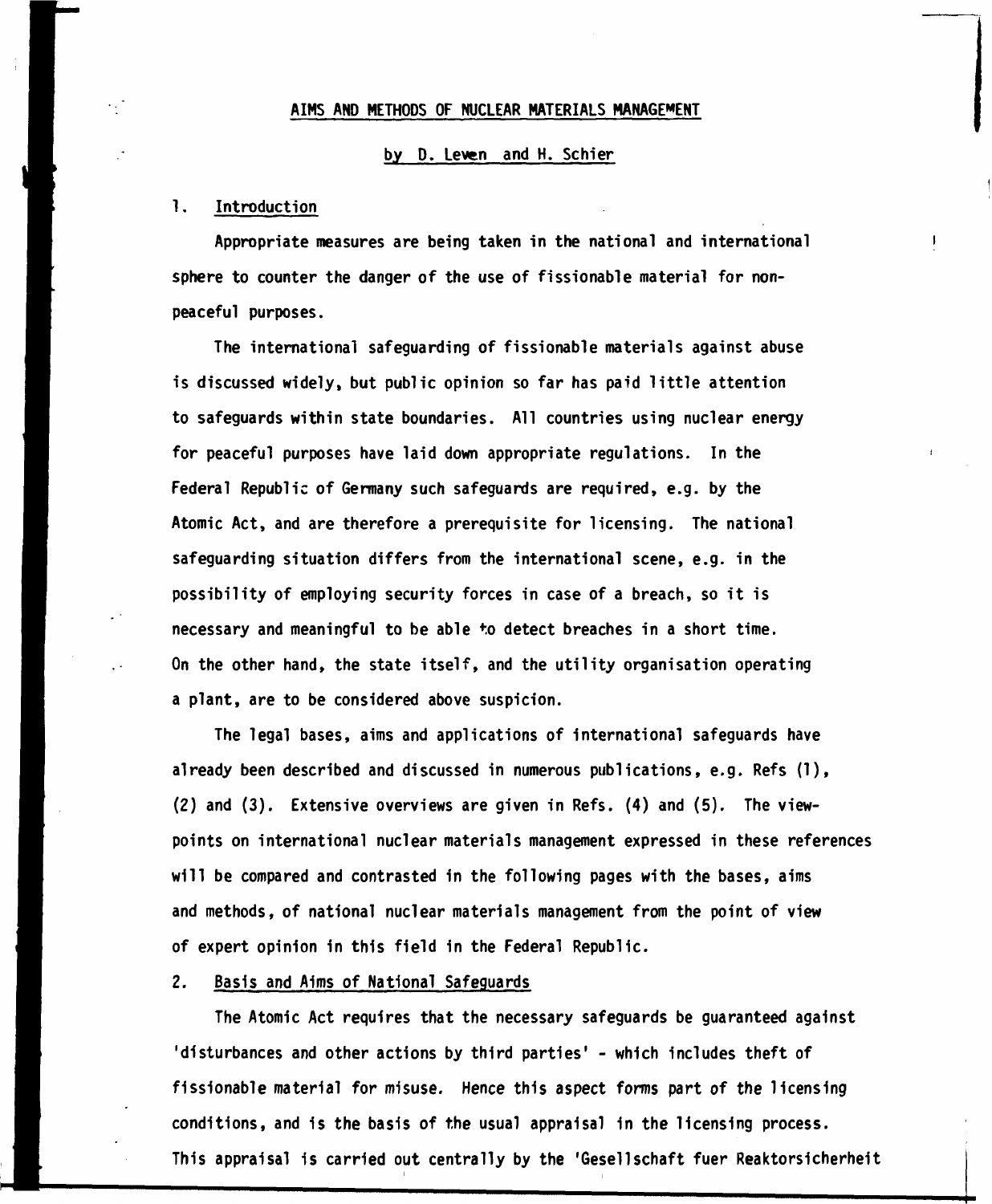# AIMS AND METHODS OF NUCLEAR MATERIALS MANAGEMENT

by D. Leven and H. Schier

## 1. Introduction

Appropriate measures are being taken in the national and international sphere to counter the danger of the use of fissionable material for non-peaceful purposes.

The international safeguarding of fissionable materials against abuse is discussed widely, but public opinion so far has paid little attention to safeguards within state boundaries. All countries using nuclear energy for peaceful purposes have laid down appropriate regulations. In the Federal Republic of Germany such safeguards are required, e.g. by the Atomic Act, and are therefore a prerequisite for licensing. The national safeguarding situation differs from the international scene, e.g. in the possibility of employing security forces in case of a breach, so it is necessary and meaningful to be able to detect breaches in a short time. On the other hand, the state itself, and the utility organisation operating a plant, are to be considered above suspicion.

The legal bases, aims and applications of international safeguards have already been described and discussed in numerous publications, e.g. Refs (1), (2) and (3). Extensive overviews are given in Refs. (4) and (5). The view-points on international nuclear materials management expressed in these references will be compared and contrasted in the following pages with the bases, aims and methods, of national nuclear materials management from the point of view of expert opinion in this field in the Federal Republic.

## 2. Basis and Aims of National Safeguards

The Atomic Act requires that the necessary safeguards be guaranteed against 'disturbances and other actions by third parties' - which includes theft of fissionable material for misuse. Hence this aspect forms part of the licensing conditions, and is the basis of the usual appraisal in the licensing process. This appraisal is carried out centrally by the 'Gesellschaft fuer Reaktorsicherheit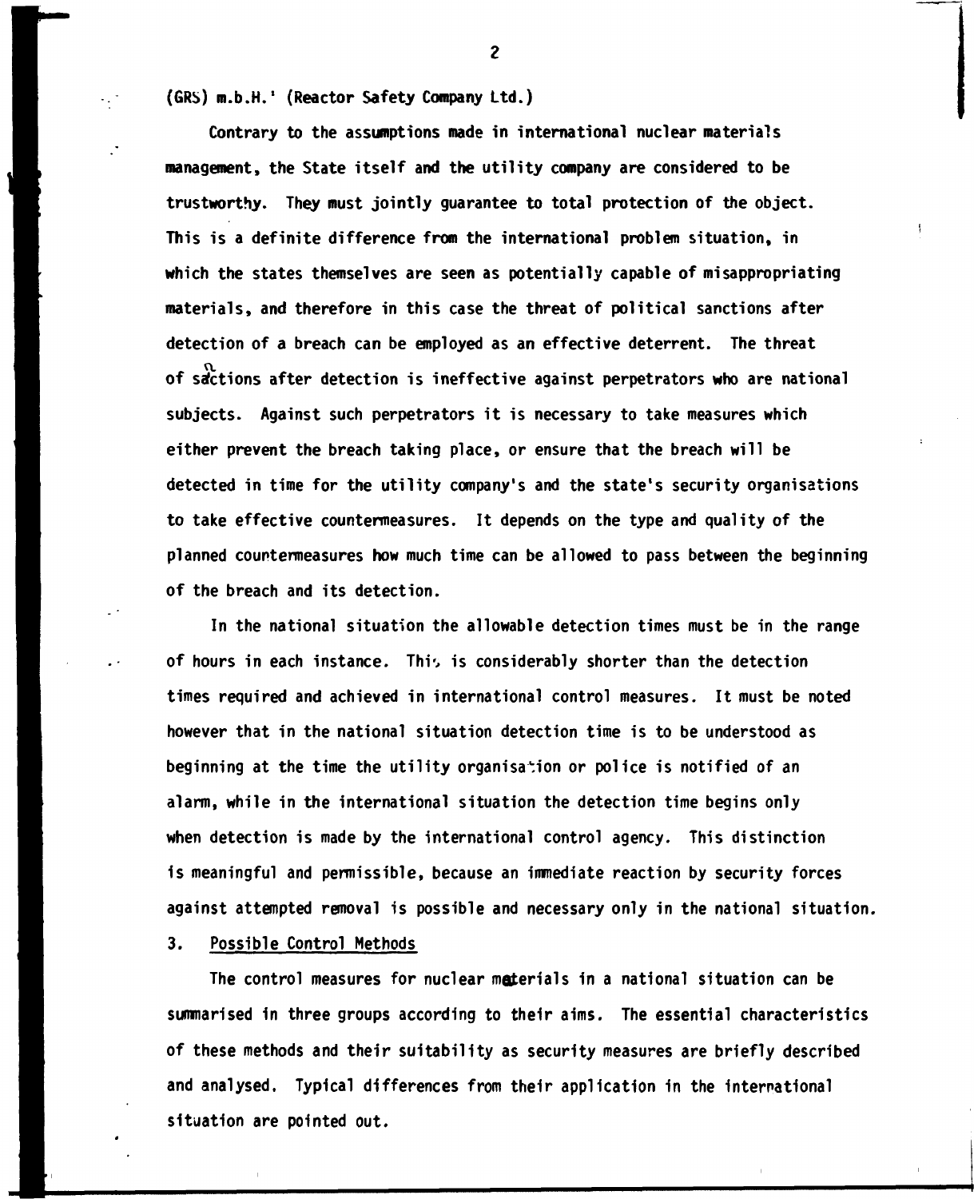(GRS) m.b.H.' (Reactor Safety Company Ltd.)

Contrary to the assumptions made in international nuclear materials management, the State itself and the utility company are considered to be trustworthy. They must jointly guarantee to total protection of the object. This is a definite difference from the international problem situation, in which the states themselves are seen as potentially capable of misappropriating materials, and therefore in this case the threat of political sanctions after detection of a breach can be employed as an effective deterrent. The threat of sanctions after detection is ineffective against perpetrators who are national subjects. Against such perpetrators it is necessary to take measures which either prevent the breach taking place, or ensure that the breach will be detected in time for the utility company's and the state's security organisations to take effective countermeasures. It depends on the type and quality of the planned countermeasures how much time can be allowed to pass between the beginning of the breach and its detection.

In the national situation the allowable detection times must be in the range of hours in each instance. This is considerably shorter than the detection times required and achieved in international control measures. It must be noted however that in the national situation detection time is to be understood as beginning at the time the utility organisation or police is notified of an alarm, while in the international situation the detection time begins only when detection is made by the international control agency. This distinction is meaningful and permissible, because an immediate reaction by security forces against attempted removal is possible and necessary only in the national situation.

## 3. Possible Control Methods

The control measures for nuclear materials in a national situation can be summarised in three groups according to their aims. The essential characteristics of these methods and their suitability as security measures are briefly described and analysed. Typical differences from their application in the international situation are pointed out.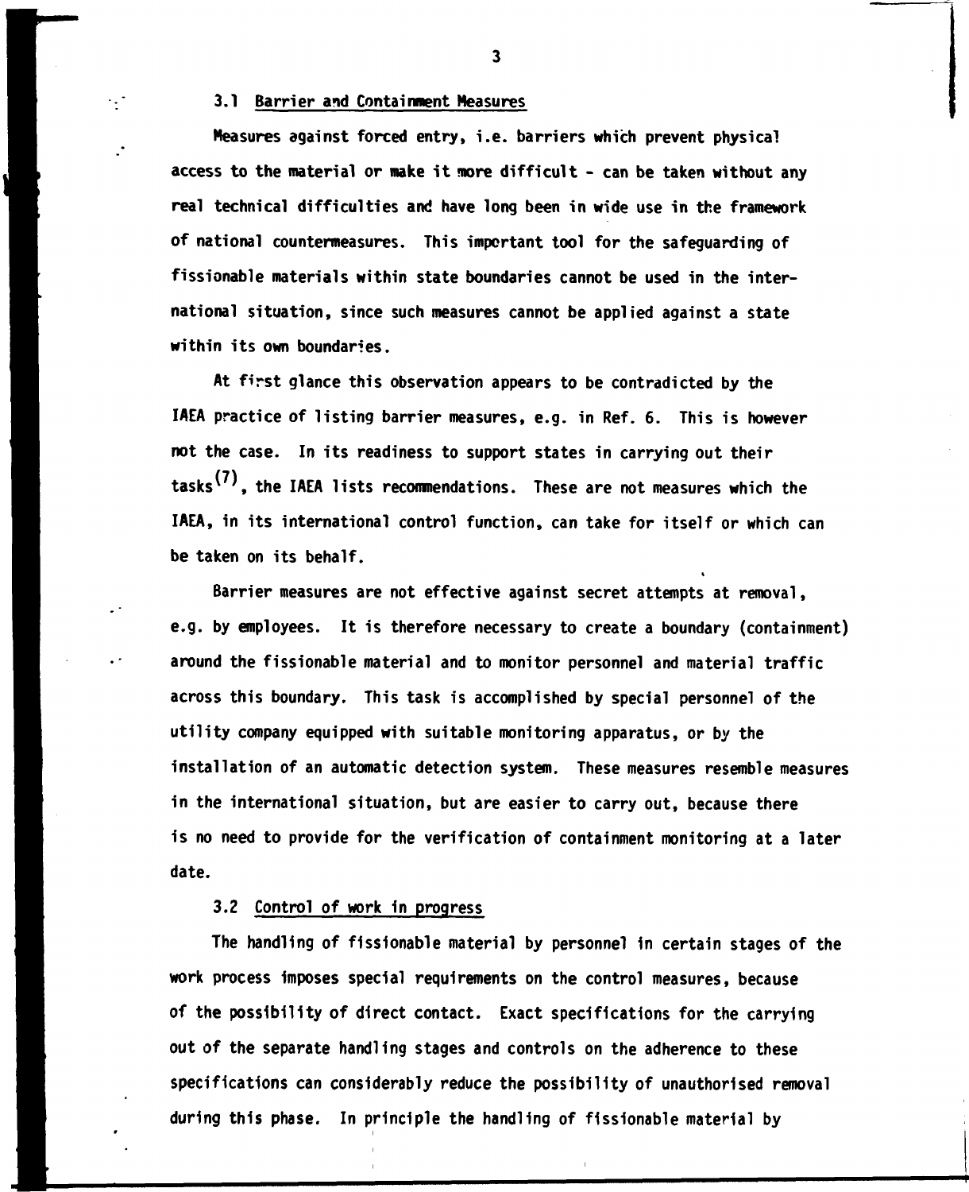### 3.1 Barrier and Containment Measures

Measures against forced entry, i.e. barriers which prevent physical access to the material or make it more difficult - can be taken without any real technical difficulties and have long been in wide use in the framework of national countermeasures. This important tool for the safeguarding of fissionable materials within state boundaries cannot be used in the international situation, since such measures cannot be applied against a state within its own boundaries.

At first glance this observation appears to be contradicted by the IAEA practice of listing barrier measures, e.g. in Ref. 6. This is however not the case. In its readiness to support states in carrying out their tasks[7], the IAEA lists recommendations. These are not measures which the IAEA, in its international control function, can take for itself or which can be taken on its behalf.

Barrier measures are not effective against secret attempts at removal, e.g. by employees. It is therefore necessary to create a boundary (containment) around the fissionable material and to monitor personnel and material traffic across this boundary. This task is accomplished by special personnel of the utility company equipped with suitable monitoring apparatus, or by the installation of an automatic detection system. These measures resemble measures in the international situation, but are easier to carry out, because there is no need to provide for the verification of containment monitoring at a later date.

### 3.2 Control of work in progress

The handling of fissionable material by personnel in certain stages of the work process imposes special requirements on the control measures, because of the possibility of direct contact. Exact specifications for the carrying out of the separate handling stages and controls on the adherence to these specifications can considerably reduce the possibility of unauthorised removal during this phase. In principle the handling of fissionable material by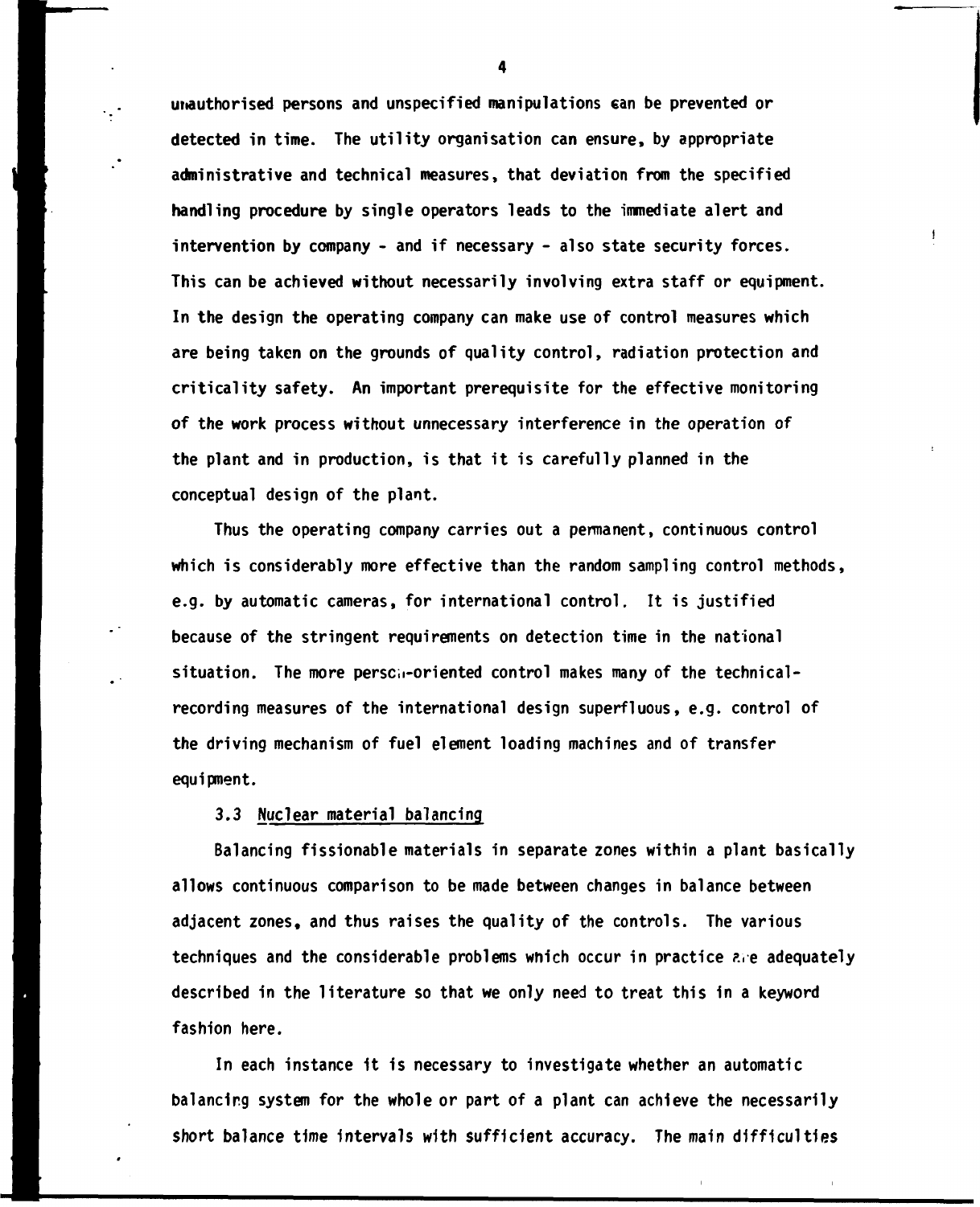unauthorised persons and unspecified manipulations can be prevented or detected in time. The utility organisation can ensure, by appropriate administrative and technical measures, that deviation from the specified handling procedure by single operators leads to the immediate alert and intervention by company - and if necessary - also state security forces. This can be achieved without necessarily involving extra staff or equipment. In the design the operating company can make use of control measures which are being taken on the grounds of quality control, radiation protection and criticality safety. An important prerequisite for the effective monitoring of the work process without unnecessary interference in the operation of the plant and in production, is that it is carefully planned in the conceptual design of the plant.

Thus the operating company carries out a permanent, continuous control which is considerably more effective than the random sampling control methods, e.g. by automatic cameras, for international control. It is justified because of the stringent requirements on detection time in the national situation. The more person-oriented control makes many of the technical-recording measures of the international design superfluous, e.g. control of the driving mechanism of fuel element loading machines and of transfer equipment.

### 3.3 Nuclear material balancing

Balancing fissionable materials in separate zones within a plant basically allows continuous comparison to be made between changes in balance between adjacent zones, and thus raises the quality of the controls. The various techniques and the considerable problems which occur in practice are adequately described in the literature so that we only need to treat this in a keyword fashion here.

In each instance it is necessary to investigate whether an automatic balancing system for the whole or part of a plant can achieve the necessarily short balance time intervals with sufficient accuracy. The main difficulties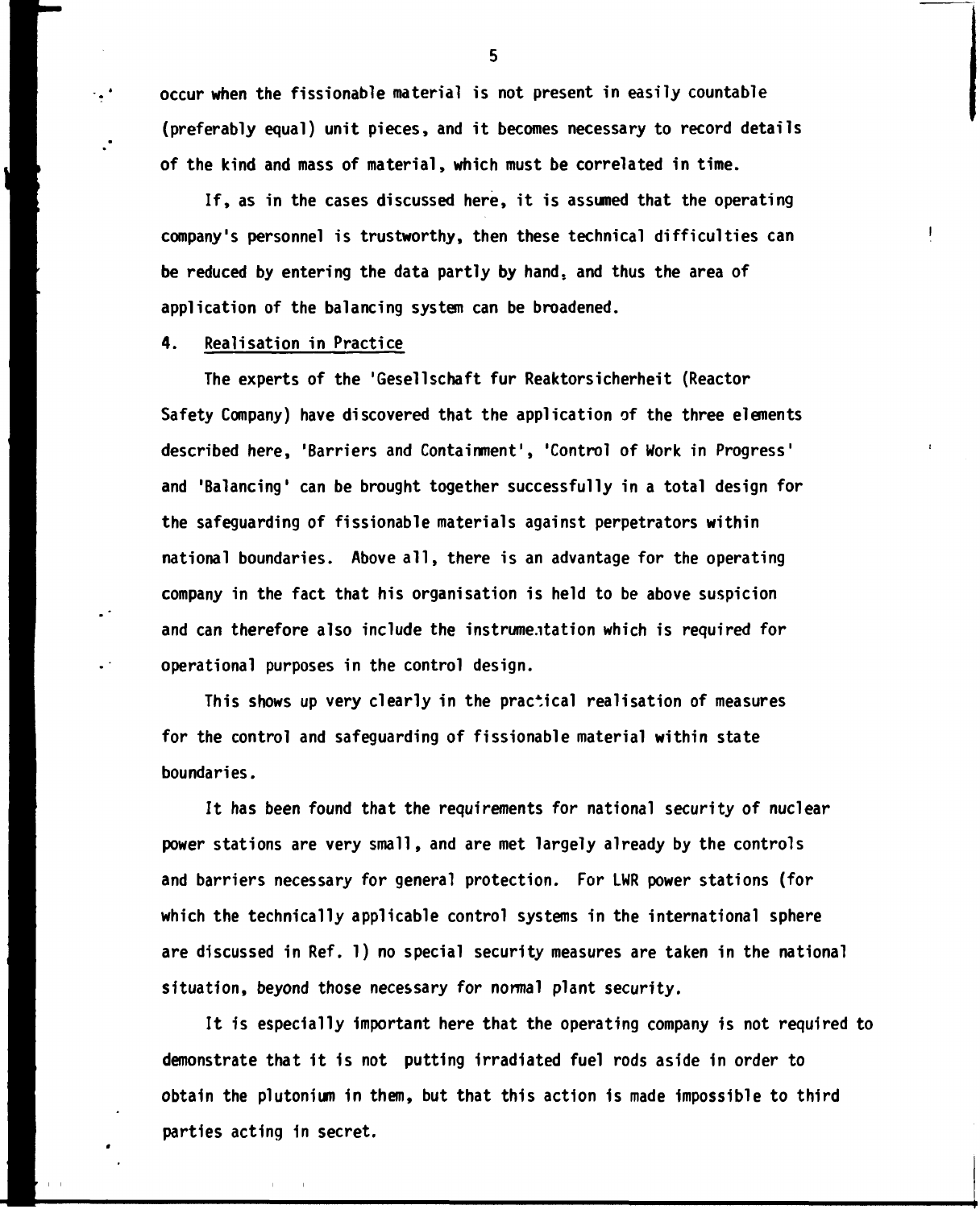occur when the fissionable material is not present in easily countable (preferably equal) unit pieces, and it becomes necessary to record details of the kind and mass of material, which must be correlated in time.

If, as in the cases discussed here, it is assumed that the operating company's personnel is trustworthy, then these technical difficulties can be reduced by entering the data partly by hand, and thus the area of application of the balancing system can be broadened.

## 4. Realisation in Practice

The experts of the 'Gesellschaft fur Reaktorsicherheit (Reactor Safety Company) have discovered that the application of the three elements described here, 'Barriers and Containment', 'Control of Work in Progress' and 'Balancing' can be brought together successfully in a total design for the safeguarding of fissionable materials against perpetrators within national boundaries. Above all, there is an advantage for the operating company in the fact that his organisation is held to be above suspicion and can therefore also include the instrumentation which is required for operational purposes in the control design.

This shows up very clearly in the practical realisation of measures for the control and safeguarding of fissionable material within state boundaries.

It has been found that the requirements for national security of nuclear power stations are very small, and are met largely already by the controls and barriers necessary for general protection. For LWR power stations (for which the technically applicable control systems in the international sphere are discussed in Ref. 1) no special security measures are taken in the national situation, beyond those necessary for normal plant security.

It is especially important here that the operating company is not required to demonstrate that it is not putting irradiated fuel rods aside in order to obtain the plutonium in them, but that this action is made impossible to third parties acting in secret.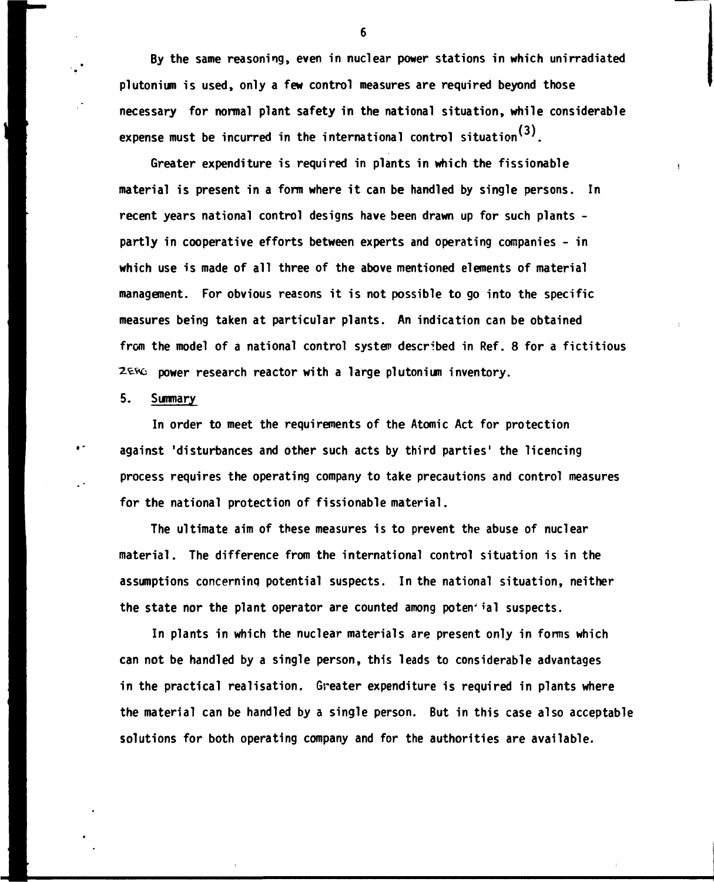By the same reasoning, even in nuclear power stations in which unirradiated plutonium is used, only a few control measures are required beyond those necessary for normal plant safety in the national situation, while considerable expense must be incurred in the international control situation[3].

Greater expenditure is required in plants in which the fissionable material is present in a form where it can be handled by single persons. In recent years national control designs have been drawn up for such plants - partly in cooperative efforts between experts and operating companies - in which use is made of all three of the above mentioned elements of material management. For obvious reasons it is not possible to go into the specific measures being taken at particular plants. An indication can be obtained from the model of a national control system described in Ref. 8 for a fictitious ZERO power research reactor with a large plutonium inventory.

## 5. Summary

In order to meet the requirements of the Atomic Act for protection against 'disturbances and other such acts by third parties' the licencing process requires the operating company to take precautions and control measures for the national protection of fissionable material.

The ultimate aim of these measures is to prevent the abuse of nuclear material. The difference from the international control situation is in the assumptions concerning potential suspects. In the national situation, neither the state nor the plant operator are counted among potential suspects.

In plants in which the nuclear materials are present only in forms which can not be handled by a single person, this leads to considerable advantages in the practical realisation. Greater expenditure is required in plants where the material can be handled by a single person. But in this case also acceptable solutions for both operating company and for the authorities are available.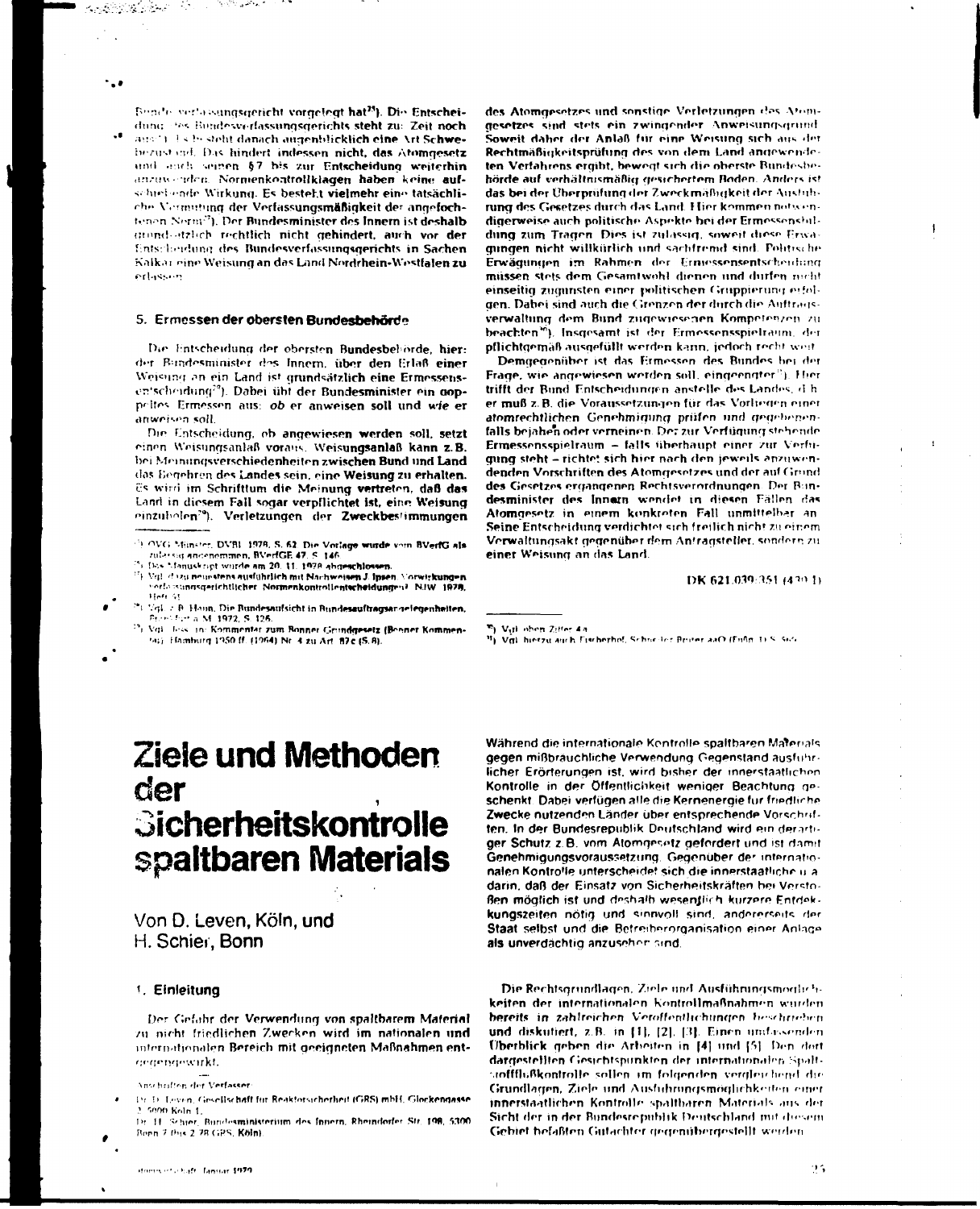Bundesverfassungsgericht vorgelegt hat[21]). Die Entscheidung des Bundesverfassungsgerichts steht zur Zeit noch aus[22]. Es besteht danach augenblicklich eine Art Schwebezustand. Das hindert indessen nicht, das Atomgesetz und auch seinen §7 bis zur Entscheidung weiterhin anzuwenden. Normenkontrollklagen haben keine aufschiebende Wirkung. Es besteht vielmehr eine tatsächliche Vermutung der Verfassungsmäßigkeit der angefochtenen Norm[23]). Der Bundesminister des Innern ist deshalb grundsätzlich rechtlich nicht gehindert, auch vor der Entscheidung des Bundesverfassungsgerichts in Sachen Kalkar eine Weisung an das Land Nordrhein-Westfalen zu erlassen.

### 5. Ermessen der obersten Bundesbehörde

Die Entscheidung der obersten Bundesbehörde, hier: der Bundesminister des Innern, über den Erlaß einer Weisung an ein Land ist grundsätzlich eine Ermessensentscheidung[24]). Dabei übt der Bundesminister ein doppeltes Ermessen aus: *ob* er anweisen soll und *wie* er anweisen soll.

Die Entscheidung, ob angewiesen werden soll, setzt einen Weisungsanlaß voraus. Weisungsanlaß kann z.B. bei Meinungsverschiedenheiten zwischen Bund und Land das Begehren des Landes sein, eine Weisung zu erhalten. Es wird im Schrifttum die Meinung vertreten, daß das Land in diesem Fall sogar verpflichtet ist, eine Weisung einzuholen[25]). Verletzungen der Zweckbestimmungen des Atomgesetzes und sonstige Verletzungen des Atomgesetzes sind stets ein zwingender Anweisungsgrund. Soweit daher der Anlaß für eine Weisung sich aus der Rechtmäßigkeitsprüfung des von dem Land angewendeten Verfahrens ergibt, bewegt sich die oberste Bundesbehörde auf verhältnismäßig gesichertem Boden. Anders ist das bei der Überprüfung der Zweckmäßigkeit der Ausführung des Gesetzes durch das Land. Hier kommen notwendigerweise auch politische Aspekte bei der Ermessensbildung zum Tragen. Dies ist zulässig, soweit diese Erwägungen nicht willkürlich und sachfremd sind. Politische Erwägungen im Rahmen der Ermessensentscheidung müssen stets dem Gesamtwohl dienen und dürfen nicht einseitig zugunsten einer politischen Gruppierung erfolgen. Dabei sind auch die Grenzen der durch die Auftragsverwaltung dem Bund zugewiesenen Kompetenzen zu beachten[26]). Insgesamt ist der Ermessensspielraum, der pflichtgemäß ausgefüllt werden kann, jedoch recht weit.

Demgegenüber ist das Ermessen des Bundes bei der Frage, wie angewiesen werden soll, eingeengter[27]). Hier trifft der Bund Entscheidungen anstelle des Landes, d.h. er muß z.B. die Voraussetzungen für das Vorliegen einer atomrechtlichen Genehmigung prüfen und gegebenenfalls bejahen oder verneinen. Der zur Verfügung stehende Ermessensspielraum – falls überhaupt einer zur Verfügung steht – richtet sich hier nach den jeweils anzuwendenden Vorschriften des Atomgesetzes und der auf Grund des Gesetzes ergangenen Rechtsverordnungen. Der Bundesminister des Innern wendet in diesen Fällen das Atomgesetz in einem konkreten Fall unmittelbar an. Seine Entscheidung verdichtet sich freilich nicht zu einem Verwaltungsakt gegenüber dem Antragsteller, sondern zu einer Weisung an das Land.

DK 621.039:351 (430.1)

[21]) OVG Münster, DVBl. 1978, S. 62. Die Vorlage wurde vom BVerfG als zulässig angenommen, BVerfGE 47, S. 146.

[22]) Das Manuskript wurde am 20. 11. 1978 abgeschlossen.

[23]) Vgl. dazu neuestens ausführlich mit Nachweisen J. Ipsen, Vorwirkungen verfassungsgerichtlicher Normenkontrollentscheidungen, NJW 1978, Heft 51.

[24]) Vgl. z.B. Haun, Die Bundesaufsicht in Bundesauftragsangelegenheiten, Frankfurt a.M. 1972, S. 126.

[25]) Vgl. Jess, in: Kommentar zum Bonner Grundgesetz (Bonner Kommentar), Hamburg 1950 ff. (1964) Nr. 4 zu Art. 87c (S. 8).

[26]) Vgl. oben Ziffer 4 a.

[27]) Vgl. hierzu auch Fischerhof, Schröder, Breuer aaO (Fußn. 1) S. 56.

# Ziele und Methoden der Sicherheitskontrolle spaltbaren Materials

Von D. Leven, Köln, und H. Schier, Bonn

## 1. Einleitung

Der Gefahr der Verwendung von spaltbarem Material zu nicht friedlichen Zwecken wird im nationalen und internationalen Bereich mit geeigneten Maßnahmen entgegengewirkt.

Während die internationale Kontrolle spaltbaren Materials gegen mißbräuchliche Verwendung Gegenstand ausführlicher Erörterungen ist, wird bisher der innerstaatlichen Kontrolle in der Öffentlichkeit weniger Beachtung geschenkt. Dabei verfügen alle die Kernenergie für friedliche Zwecke nutzenden Länder über entsprechende Vorschriften. In der Bundesrepublik Deutschland wird ein derartiger Schutz z.B. vom Atomgesetz gefordert und ist damit Genehmigungsvoraussetzung. Gegenüber der internationalen Kontrolle unterscheidet sich die innerstaatliche u.a. darin, daß der Einsatz von Sicherheitskräften bei Verstoßen möglich ist und deshalb wesentlich kürzere Entdeckungszeiten nötig und sinnvoll sind, andererseits der Staat selbst und die Betreiberorganisation einer Anlage als unverdächtig anzusehen sind.

Die Rechtsgrundlagen, Ziele und Ausführungsmöglichkeiten der internationalen Kontrollmaßnahmen wurden bereits in zahlreichen Veröffentlichungen beschrieben und diskutiert, z.B. in [1], [2], [3]. Einen umfassenden Überblick geben die Arbeiten in [4] und [5]. Den dort dargestellten Gesichtspunkten der internationalen Spaltstoffflußkontrolle sollen im folgenden vergleichend die Grundlagen, Ziele und Ausführungsmöglichkeiten einer innerstaatlichen Kontrolle spaltbaren Materials aus der Sicht der in der Bundesrepublik Deutschland mit diesem Gebiet befaßten Gutachter gegenübergestellt werden.

Anschriften der Verfasser:

Dr. D. Leven, Gesellschaft für Reaktorsicherheit (GRS) mbH, Glockengasse 2, 5000 Köln 1.

Dr. H. Schier, Bundesministerium des Innern, Rheindorfer Str. 198, 5300 Bonn 7 (bis 2.78 GRS, Köln).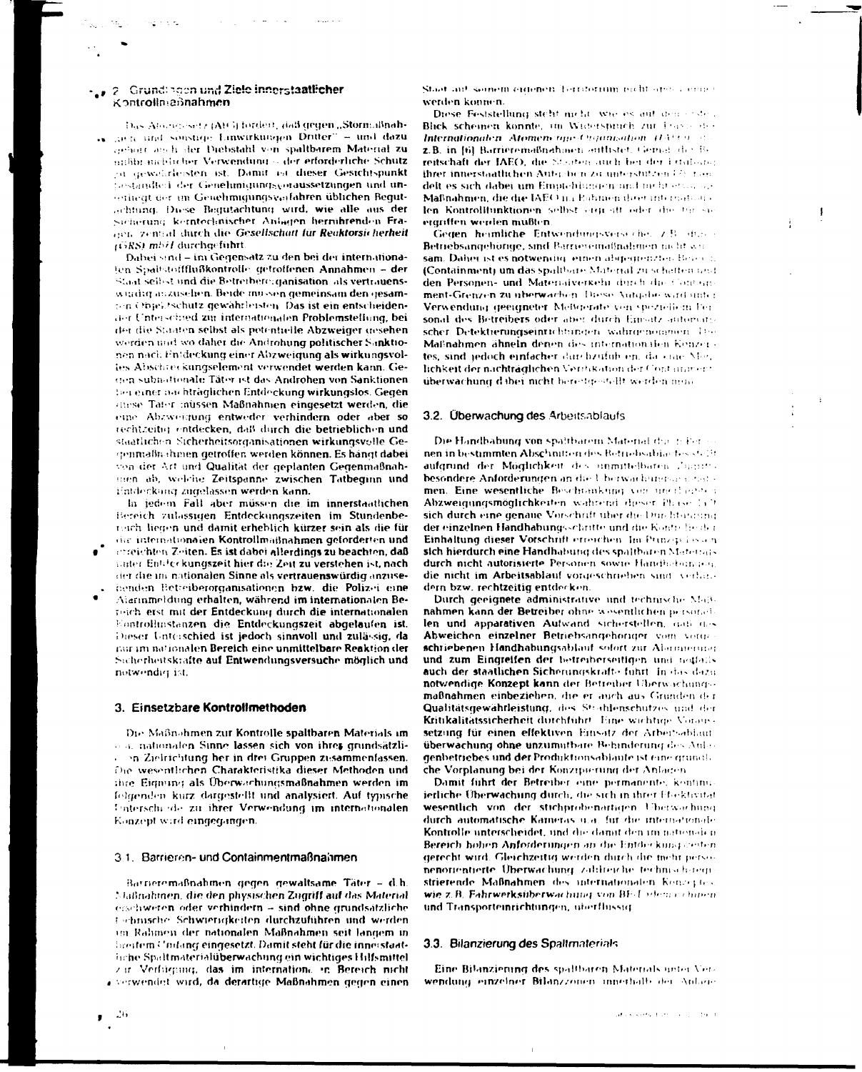## 2. Grundlagen und Ziele innerstaatlicher Kontrollmaßnahmen

Das Atomgesetz (AtG) fordert, daß gegen „Störmaßnahmen und sonstige Einwirkungen Dritter" – und dazu gehört auch der Diebstahl von spaltbarem Material zu nichtfriedlicher Verwendung – der erforderliche Schutz zu gewährleisten ist. Damit ist dieser Gesichtspunkt Bestandteil der Genehmigungsvoraussetzungen und unterliegt der im Genehmigungsverfahren üblichen Begutachtung. Diese Begutachtung wird, wie alle aus der Sicherung kerntechnischer Anlagen herrührenden Fragen, zentral durch die *Gesellschaft für Reaktorsicherheit (GRS) mbH* durchgeführt.

Dabei sind – im Gegensatz zu den bei der internationalen Spaltstoffflußkontrolle getroffenen Annahmen – der Staat selbst und die Betreiberorganisation als vertrauenswürdig anzusehen. Beide müssen gemeinsam den gesamten Objektschutz gewährleisten. Das ist ein entscheidender Unterschied zur internationalen Problemstellung, bei der die Staaten selbst als potentielle Abzweiger gesehen werden und wo daher die Androhung politischer Sanktionen nach Entdeckung einer Abzweigung als wirkungsvolles Abschreckungselement verwendet werden kann. Gegen subnationale Täter ist das Androhen von Sanktionen bei einer nachträglichen Entdeckung wirkungslos. Gegen diese Täter müssen Maßnahmen eingesetzt werden, die eine Abzweigung entweder verhindern oder aber so rechtzeitig entdecken, daß durch die betrieblichen und staatlichen Sicherheitsorganisationen wirkungsvolle Gegenmaßnahmen getroffen werden können. Es hängt dabei von der Art und Qualität der geplanten Gegenmaßnahmen ab, welche Zeitspanne zwischen Tatbeginn und Entdeckung zugelassen werden kann.

In jedem Fall aber müssen die im innerstaatlichen Bereich zulässigen Entdeckungszeiten im Stundenbereich liegen und damit erheblich kürzer sein als die für die internationalen Kontrollmaßnahmen geforderten und erreichten Zeiten. Es ist dabei allerdings zu beachten, daß unter Entdeckungszeit hier die Zeit zu verstehen ist, nach der die im nationalen Sinne als vertrauenswürdig anzusehenden Betreiberorganisationen bzw. die Polizei eine Alarmmeldung erhalten, während im internationalen Bereich erst mit der Entdeckung durch die internationalen Kontrollinstanzen die Entdeckungszeit abgelaufen ist. Dieser Unterschied ist jedoch sinnvoll und zulässig, da nur im nationalen Bereich eine unmittelbare Reaktion der Sicherheitskräfte auf Entwendungsversuche möglich und notwendig ist.

## 3. Einsetzbare Kontrollmethoden

Die Maßnahmen zur Kontrolle spaltbaren Materials im nationalen Sinne lassen sich von ihrer grundsätzlichen Zielrichtung her in drei Gruppen zusammenfassen. Die wesentlichen Charakteristika dieser Methoden und ihre Eignung als Überwachungsmaßnahmen werden im folgenden kurz dargestellt und analysiert. Auf typische Unterschiede zu ihrer Verwendung im internationalen Konzept wird eingegangen.

### 3.1. Barrieren- und Containmentmaßnahmen

Barrieremaßnahmen gegen gewaltsame Täter – d.h. Maßnahmen, die den physischen Zugriff auf das Material erschweren oder verhindern – sind ohne grundsätzliche technische Schwierigkeiten durchzuführen und werden im Rahmen der nationalen Maßnahmen seit langem in breitem Umfang eingesetzt. Damit steht für die innerstaatliche Spaltmaterialüberwachung ein wichtiges Hilfsmittel zur Verfügung, das im internationalen Bereich nicht verwendet wird, da derartige Maßnahmen gegen einen Staat auf seinem eigenen Territorium nicht angewendet werden können.

Diese Feststellung steht nicht, wie es auf den ersten Blick scheinen könnte, im Widerspruch zur Praxis der *Internationalen Atomenergie-Organisation (IAEO)*, die z.B. in [6] Barrieremaßnahmen auflistet. Gemäß der Bereitschaft der IAEO, die Staaten auch bei der Erfüllung ihrer innerstaatlichen Aufgaben zu unterstützen [7], handelt es sich dabei um Empfehlungen und nicht etwa um Maßnahmen, die die IAEO im Rahmen ihrer internationalen Kontrollfunktionen selbst ergreift oder die für sie ergriffen werden müßten.

Gegen heimliche Entwendungsversuche, z.B. durch Betriebsangehörige, sind Barrieremaßnahmen nicht wirksam. Daher ist es notwendig, einen abgegrenzten Bereich (Containment) um das spaltbare Material zu schaffen und den Personen- und Materialverkehr durch die Containment-Grenzen zu überwachen. Diese Aufgabe wird unter Verwendung geeigneter Meßgeräte von speziellem Personal des Betreibers oder aber durch Einsatz automatischer Detektierungseinrichtungen wahrgenommen. Die Maßnahmen ähneln denen des internationalen Konzeptes, sind jedoch einfacher durchzuführen, da eine Möglichkeit der nachträglichen Verifikation der Containmentüberwachung dabei nicht bereitgestellt werden muß.

### 3.2. Überwachung des Arbeitsablaufs

Die Handhabung von spaltbarem Material durch Personen in bestimmten Abschnitten des Betriebsablaufes stellt aufgrund der Möglichkeit des unmittelbaren Zugriffs besondere Anforderungen an die Überwachungsmaßnahmen. Eine wesentliche Beschränkung von unerlaubten Abzweigungsmöglichkeiten während dieser Phase läßt sich durch eine genaue Vorschrift über die Durchführung der einzelnen Handhabungsschritte und die Kontrolle der Einhaltung dieser Vorschrift erreichen. Im Prinzip lassen sich hierdurch eine Handhabung des spaltbaren Materials durch nicht autorisierte Personen sowie Handhabungen, die nicht im Arbeitsablauf vorgeschrieben sind, verhindern bzw. rechtzeitig entdecken.

Durch geeignete administrative und technische Maßnahmen kann der Betreiber ohne wesentlichen personellen und apparativen Aufwand sicherstellen, daß das Abweichen einzelner Betriebsangehöriger vom vorgeschriebenen Handhabungsablauf sofort zur Alarmierung und zum Eingreifen der betreiberseitigen und notfalls auch der staatlichen Sicherungskräfte führt. In das dazu notwendige Konzept kann der Betreiber Überwachungsmaßnahmen einbeziehen, die er auch aus Gründen der Qualitätsgewährleistung, des Strahlenschutzes und der Kritikalitätssicherheit durchführt. Eine wichtige Voraussetzung für einen effektiven Einsatz der Arbeitsablaufüberwachung ohne unzumutbare Behinderung des Anlagenbetriebes und der Produktionsabläufe ist eine gründliche Vorplanung bei der Konzipierung der Anlagen.

Damit führt der Betreiber eine permanente, kontinuierliche Überwachung durch, die sich in ihrer Effektivität wesentlich von der stichprobenartigen Überwachung durch automatische Kameras u.a. für die internationale Kontrolle unterscheidet, und die damit den im nationalen Bereich hohen Anforderungen an die Entdeckungszeiten gerecht wird. Gleichzeitig werden durch die mehr personenorientierte Überwachung zahlreiche technisch-apparative Maßnahmen des internationalen Konzeptes, wie z.B. *Fahrwerksüberwachung* von BE-Ladema­schinen und Transporteinrichtungen, überflüssig.

### 3.3. Bilanzierung des Spaltmaterials

Eine Bilanzierung des spaltbaren Materials unter Verwendung einzelner Bilanzzonen innerhalb der Anlage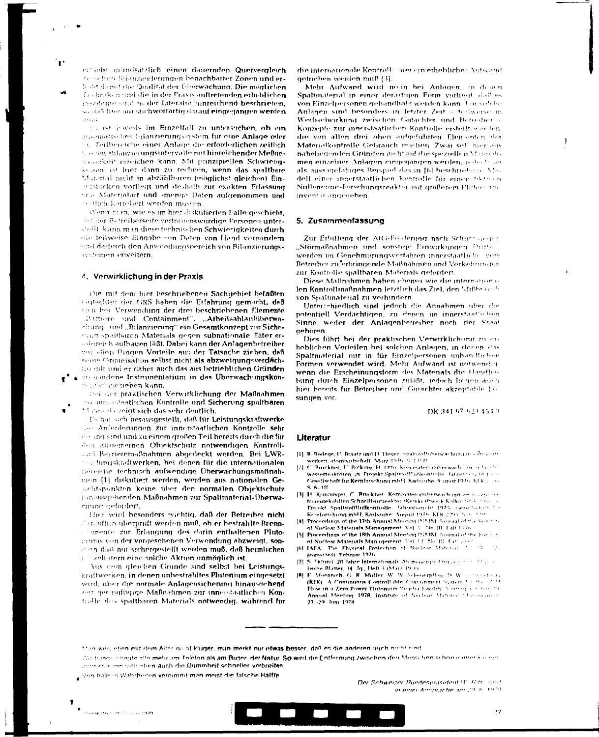erlaubt grundsätzlich einen dauernden Quervergleich zwischen Bilanzänderungen benachbarter Zonen und erhöht damit die Qualität der Überwachung. Die möglichen Techniken und die in der Praxis auftretenden erheblichen Probleme sind in der Literatur hinreichend beschrieben, so daß hier nur stichwortartig darauf eingegangen werden muß.

Es ist jeweils im Einzelfall zu untersuchen, ob ein automatisches Bilanzierungssystem für eine Anlage oder die Teilbereiche einer Anlage die erforderlichen zeitlich kurzen Bilanzierungsintervalle mit hinreichender Meßgenauigkeit erreichen kann. Mit prinzipiellen Schwierigkeiten ist hier dann zu rechnen, wenn das spaltbare Material nicht in abzählbaren (möglichst gleichen) Einzelstücken vorliegt und deshalb zur exakten Erfassung von Materialart und -menge Daten aufgenommen und zeitlich korreliert werden müssen.

Wenn man, wie es im hier diskutierten Falle geschieht, auf der Betreiberseite vertrauenswürdige Personen unterstellt, kann man diese technischen Schwierigkeiten durch die teilweise Eingabe von Daten von Hand vermindern und dadurch den Anwendungsbereich von Bilanzierungssystemen erweitern.

## 4. Verwirklichung in der Praxis

Die mit dem hier beschriebenen Sachgebiet befaßten Gutachter der GRS haben die Erfahrung gemacht, daß sich bei Verwendung der drei beschriebenen Elemente „Barriere und Containment", „Arbeitsablaufüberwachung" und „Bilanzierung" ein Gesamtkonzept zur Sicherung spaltbaren Materials gegen subnationale Täter erfolgreich aufbauen läßt. Dabei kann der Anlagenbetreiber vor allen Dingen Vorteile aus der Tatsache ziehen, daß seine Organisation selbst nicht als abzweigungsverdächtig gilt und er daher auch das aus betrieblichen Gründen vorhandene Instrumentarium in das Überwachungskonzept einbeziehen kann.

Bei der praktischen Verwirklichung der Maßnahmen zur innerstaatlichen Kontrolle und Sicherung spaltbaren Materials zeigt sich das sehr deutlich.

Es hat sich herausgestellt, daß für Leistungskraftwerke die Anforderungen zur innerstaatlichen Kontrolle sehr gering sind und zu einem großen Teil bereits durch die für den allgemeinen Objektschutz notwendigen Kontroll- und Barrieremaßnahmen abgedeckt werden. Bei LWR-Leistungskraftwerken, bei denen für die internationalen Bereiche technisch aufwendige Überwachungsmaßnahmen [1] diskutiert werden, werden aus nationalen Gesichtspunkten keine über den normalen Objektschutz hinausgehenden Maßnahmen zur Spaltmaterial-Überwachung gefordert.

Hier wird besonders wichtig, daß der Betreiber nicht dauernd überprüft werden muß, ob er bestrahlte Brennelemente zur Erlangung des darin enthaltenen Plutoniums von der vorgesehenen Verwendung abzweigt, sondern daß nur sichergestellt werden muß, daß heimlichen Einzeltätern eine solche Aktion unmöglich ist.

Aus dem gleichen Grunde sind selbst bei Leistungskraftwerken, in denen unbestrahltes Plutonium eingesetzt wird, über die normale Anlagensicherung hinausgehend nur geringfügige Maßnahmen zur innerstaatlichen Kontrolle des spaltbaren Materials notwendig, während für die internationale Kontrolle hier ein erheblicher Aufwand getrieben werden muß [3].

Mehr Aufwand wird noch bei Anlagen, in denen Spaltmaterial in einer derartigen Form vorliegt, daß es von Einzelpersonen gehandhabt werden kann. Für solche Anlagen sind besonders in letzter Zeit – teilweise in Wechselwirkung zwischen Gutachter und Betreiber – Konzepte zur innerstaatlichen Kontrolle erstellt worden, die von allen drei oben aufgeführten Elementen der Materialkontrolle Gebrauch machen. Zwar soll hier aus naheliegenden Gründen nicht auf die speziellen Maßnahmen einzelner Anlagen eingegangen werden, jedoch sei als aussagefähiges Beispiel das in [8] beschriebene Modell einer innerstaatlichen Kontrolle für einen fiktiven Nullenergie-Forschungsreaktor mit größerem Plutoniuminventar angegeben.

## 5. Zusammenfassung

Zur Erfüllung der AtG-Forderung nach Schutz gegen „Störmaßnahmen und sonstige Einwirkungen Dritter" werden im Genehmigungsverfahren innerstaatlich vom Betreiber zu erbringende Maßnahmen und Vorkehrungen zur Kontrolle spaltbaren Materials gefordert.

Diese Maßnahmen haben ebenso wie die internationalen Kontrollmaßnahmen letztlich das Ziel, den Mißbrauch von Spaltmaterial zu verhindern.

Unterschiedlich sind jedoch die Annahmen über die potentiell Verdächtigen, zu denen im innerstaatlichen Sinne weder der Anlagenbetreiber noch der Staat gehören.

Dies führt bei der praktischen Verwirklichung zu erheblichen Vorteilen bei solchen Anlagen, in denen das Spaltmaterial nur in für Einzelpersonen unhandlichen Formen verwendet wird. Mehr Aufwand ist notwendig, wenn die Erscheinungsform des Materials die Handhabung durch Einzelpersonen zuläßt, jedoch liegen auch hier bereits für Betreiber und Gutachter akzeptable Lösungen vor.

DK 341.67:621.451.9

## Literatur

[1] R. Beilege, U. Braatz und H. Heger: Spaltstoffüberwachung in Leichtwasserreaktorkraftwerken, atomwirtschaft, März 1976, S. 119ff.

[2] C. Bruckner, P. Bicking, H. Otto: Kernmaterialüberwachung in Leichtwasserreaktoren, in: Projekt Spaltstoffflußkontrolle, Jahresbericht 1975, Gesellschaft für Kernforschung mbH, Karlsruhe, August 1976, KFK ..., S. 6-3ff.

[3] H. Kronninger, C. Bruckner: Kernmaterialüberwachung am ... natriumgekühlten Schnellbrutreaktor (Kernkraftwerk Kalkar SNR-300), in: Projekt Spaltstoffflußkontrolle, Jahresbericht 1975, Gesellschaft für Kernforschung mbH, Karlsruhe, August 1976, KFK 2295, S. 6-...

[4] Proceedings of the 17th Annual Meeting INMM, Journal of the Institute of Nuclear Materials Management, Vol. V, No. III, Fall 1976.

[5] Proceedings of the 18th Annual Meeting INMM, Journal of the Institute of Nuclear Materials Management, Vol. VI, No. III, Fall 1977.

[6] IAEA: The Physical Protection of Nuclear Material, ... (corrected), Februar 1976.

[7] S. Eklund: 20 Jahre Internationale Atomenergie-Organisation, ... Ische Blätter, 34. Jg., Heft 3 (März 1978).

[8] E. Moennich, G. R. Müller, W. W. Scheuerpflug, D. W. ... (KFK): A Continuous Controllable Containment System for ... Flow in a Zero Power Plutonium Reactor Facility, Vortrag ... Annual Meeting 1978, Institute of Nuclear Material Management, 27.-29. Juni 1978.

---

Man wird eben mit dem Alter nicht klüger, man merkt nur etwas besser, daß es die anderen auch nicht sind.

Wir hängen heute alle mehr am Telefon als am Busen der Natur. So wird die Entfernung zwischen den Menschen schon immer kleiner, ... eben auch die Dummheit schneller verbreiten.

Von halben Wahrheiten vernimmt man meist die falsche Hälfte.

*Der Schweizer Bundespräsident W. Ritschard in einer Ansprache am ...*